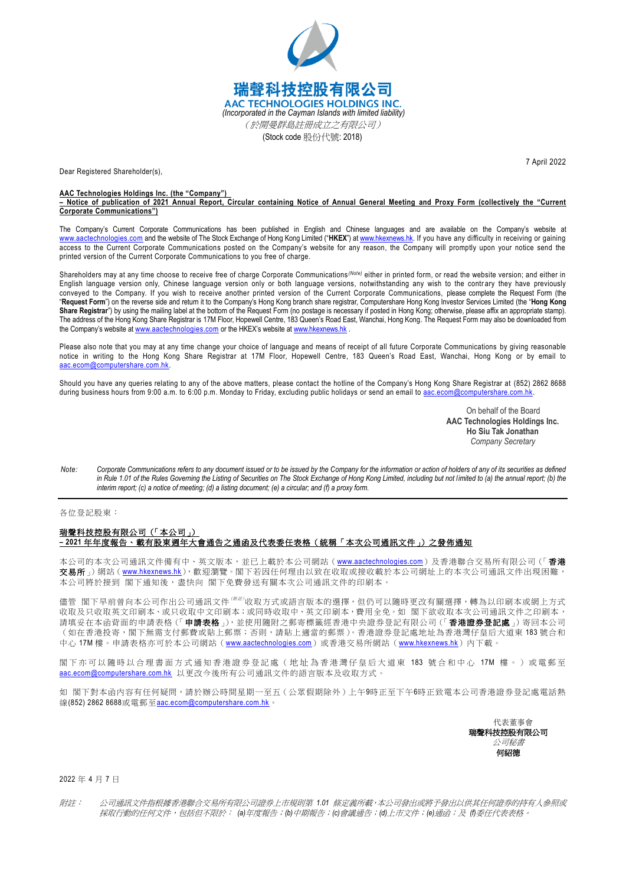# 瑞聲科技控股有限公司
## AAC TECHNOLOGIES HOLDINGS INC.

*(Incorporated in the Cayman Islands with limited liability)*

*（於開曼群島註冊成立之有限公司）*

(Stock code 股份代號: 2018)

7 April 2022

Dear Registered Shareholder(s),

**AAC Technologies Holdings Inc. (the "Company")**
**– Notice of publication of 2021 Annual Report, Circular containing Notice of Annual General Meeting and Proxy Form (collectively the "Current Corporate Communications")**

The Company's Current Corporate Communications has been published in English and Chinese languages and are available on the Company's website at www.aactechnologies.com and the website of The Stock Exchange of Hong Kong Limited ("**HKEX**") at www.hkexnews.hk. If you have any difficulty in receiving or gaining access to the Current Corporate Communications posted on the Company's website for any reason, the Company will promptly upon your notice send the printed version of the Current Corporate Communications to you free of charge.

Shareholders may at any time choose to receive free of charge Corporate Communications[(Note)] either in printed form, or read the website version; and either in English language version only, Chinese language version only or both language versions, notwithstanding any wish to the contrary they have previously conveyed to the Company. If you wish to receive another printed version of the Current Corporate Communications, please complete the Request Form (the "**Request Form**") on the reverse side and return it to the Company's Hong Kong branch share registrar, Computershare Hong Kong Investor Services Limited (the "**Hong Kong Share Registrar**") by using the mailing label at the bottom of the Request Form (no postage is necessary if posted in Hong Kong; otherwise, please affix an appropriate stamp). The address of the Hong Kong Share Registrar is 17M Floor, Hopewell Centre, 183 Queen's Road East, Wanchai, Hong Kong. The Request Form may also be downloaded from the Company's website at www.aactechnologies.com or the HKEX's website at www.hkexnews.hk .

Please also note that you may at any time change your choice of language and means of receipt of all future Corporate Communications by giving reasonable notice in writing to the Hong Kong Share Registrar at 17M Floor, Hopewell Centre, 183 Queen's Road East, Wanchai, Hong Kong or by email to aac.ecom@computershare.com.hk.

Should you have any queries relating to any of the above matters, please contact the hotline of the Company's Hong Kong Share Registrar at (852) 2862 8688 during business hours from 9:00 a.m. to 6:00 p.m. Monday to Friday, excluding public holidays or send an email to aac.ecom@computershare.com.hk.

On behalf of the Board
**AAC Technologies Holdings Inc.**
**Ho Siu Tak Jonathan**
*Company Secretary*

*Note: Corporate Communications refers to any document issued or to be issued by the Company for the information or action of holders of any of its securities as defined in Rule 1.01 of the Rules Governing the Listing of Securities on The Stock Exchange of Hong Kong Limited, including but not limited to (a) the annual report; (b) the interim report; (c) a notice of meeting; (d) a listing document; (e) a circular; and (f) a proxy form.*

---

各位登記股東：

**瑞聲科技控股有限公司（「本公司」）**
**– 2021 年年度報告、載有股東週年大會通告之通函及代表委任表格（統稱「本次公司通訊文件」）之發佈通知**

本公司的本次公司通訊文件備有中、英文版本，並已上載於本公司網站（www.aactechnologies.com）及香港聯合交易所有限公司（「**香港交易所**」）網站（www.hkexnews.hk），歡迎瀏覽。閣下若因任何理由以致在收取或接收載於本公司網址上的本次公司通訊文件出現困難，本公司將於接到 閣下通知後，盡快向 閣下免費發送有關本次公司通訊文件的印刷本。

儘管 閣下早前曾向本公司作出公司通訊文件[(附註)]收取方式或語言版本的選擇，但仍可以隨時更改有關選擇，轉為以印刷本或網上方式收取及只收取英文印刷本、或只收取中文印刷本；或同時收取中、英文印刷本，費用全免。如 閣下欲收取本次公司通訊文件之印刷本，請填妥在本函背面的申請表格（「**申請表格**」），並使用隨附之郵寄標籤經香港中央證券登記有限公司（「**香港證券登記處**」）寄回本公司（如在香港投寄，閣下無需支付郵費或貼上郵票；否則，請貼上適當的郵票）。香港證券登記處地址為香港灣仔皇后大道東 183 號合和中心 17M 樓。申請表格亦可於本公司網站（www.aactechnologies.com）或香港交易所網站（www.hkexnews.hk）內下載。

閣下亦可以隨時以合理書面方式通知香港證券登記處（地址為香港灣仔皇后大道東 183 號合和中心 17M 樓。）或電郵至 aac.ecom@computershare.com.hk 以更改今後所有公司通訊文件的語言版本及收取方式。

如 閣下對本函內容有任何疑問，請於辦公時間星期一至五（公眾假期除外）上午9時正至下午6時正致電本公司香港證券登記處電話熱線(852) 2862 8688或電郵至aac.ecom@computershare.com.hk。

代表董事會
**瑞聲科技控股有限公司**
*公司秘書*
**何紹德**

2022 年 4 月 7 日

*附註：公司通訊文件指根據香港聯合交易所有限公司證券上市規則第 1.01 條定義所載，本公司發出或將予發出以供其任何證券的持有人參照或採取行動的任何文件，包括但不限於：(a)年度報告；(b)中期報告；(c)會議通告；(d)上市文件；(e)通函；及 (f)委任代表表格。*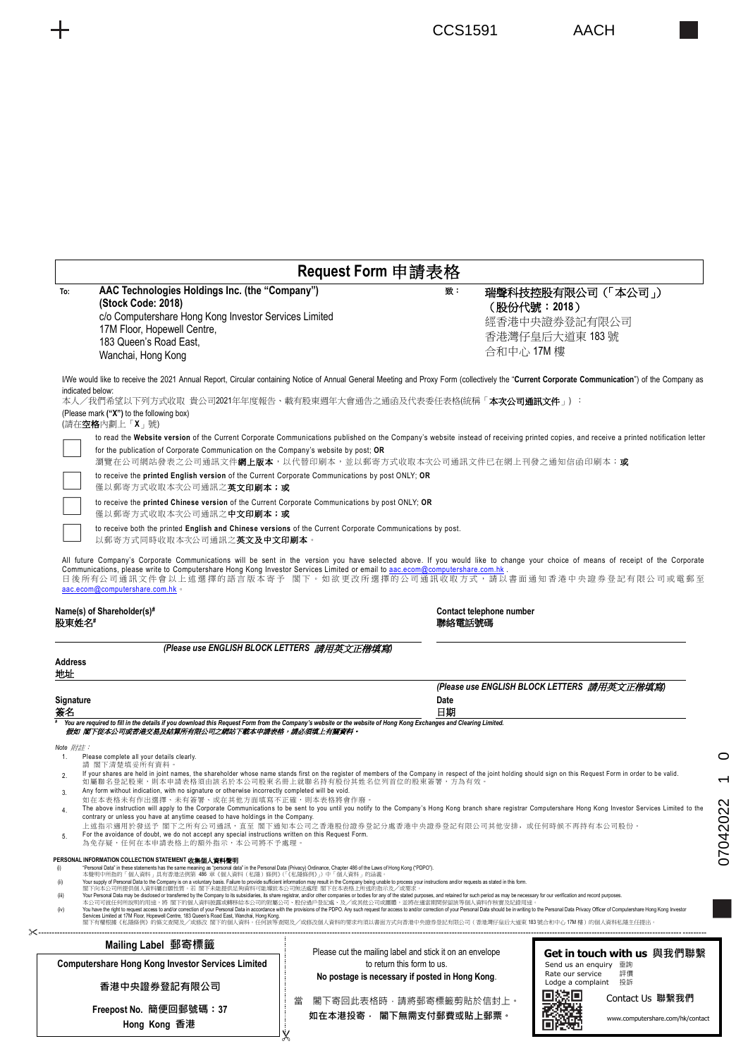# Request Form 申請表格

**To:** **AAC Technologies Holdings Inc. (the "Company")**
**(Stock Code: 2018)**
c/o Computershare Hong Kong Investor Services Limited
17M Floor, Hopewell Centre,
183 Queen's Road East,
Wanchai, Hong Kong

**致：** 瑞聲科技控股有限公司（「本公司」）
（股份代號：2018）
經香港中央證券登記有限公司
香港灣仔皇后大道東 183 號
合和中心 17M 樓

I/We would like to receive the 2021 Annual Report, Circular containing Notice of Annual General Meeting and Proxy Form (collectively the "**Current Corporate Communication**") of the Company as indicated below:
本人／我們希望以下列方式收取 貴公司2021年年度報告、載有股東週年大會通告之通函及代表委任表格(統稱「**本次公司通訊文件**」)：
(Please mark (**"X"**) to the following box)
(請在**空格**內劃上「**X**」號)

☐ to read the **Website version** of the Current Corporate Communications published on the Company's website instead of receiving printed copies, and receive a printed notification letter for the publication of Corporate Communication on the Company's website by post; **OR**
瀏覽在公司網站發表之公司通訊文件**網上版本**，以代替印刷本，並以郵寄方式收取本次公司通訊文件已在網上刊發之通知信函印刷本；**或**

☐ to receive the **printed English version** of the Current Corporate Communications by post ONLY; **OR**
僅以郵寄方式收取本次公司通訊之**英文印刷本；或**

☐ to receive the **printed Chinese version** of the Current Corporate Communications by post ONLY; **OR**
僅以郵寄方式收取本次公司通訊之**中文印刷本；或**

☐ to receive both the printed **English and Chinese versions** of the Current Corporate Communications by post.
以郵寄方式同時收取本次公司通訊之**英文及中文印刷本**。

All future Company's Corporate Communications will be sent in the version you have selected above. If you would like to change your choice of means of receipt of the Corporate Communications, please write to Computershare Hong Kong Investor Services Limited or email to aac.ecom@computershare.com.hk .
日後所有公司通訊文件會以上述選擇的語言版本寄予 閣下。如欲更改所選擇的公司通訊收取方式，請以書面通知香港中央證券登記有限公司或電郵至 aac.ecom@computershare.com.hk。

| | |
|---|---|
| **Name(s) of Shareholder(s)#** **股東姓名#** | **Contact telephone number** **聯絡電話號碼** |
| *(Please use ENGLISH BLOCK LETTERS 請用英文正楷填寫)* | |
| **Address** **地址** | *(Please use ENGLISH BLOCK LETTERS 請用英文正楷填寫)* |
| **Signature** **簽名** | **Date** **日期** |

\# ***You are required to fill in the details if you download this Request Form from the Company's website or the website of Hong Kong Exchanges and Clearing Limited.***
***假如 閣下從本公司或香港交易及結算所有限公司之網站下載本申請表格，請必須填上有關資料。***

*Note 附註：*

1. Please complete all your details clearly.
   請 閣下清楚填妥所有資料。
2. If your shares are held in joint names, the shareholder whose name stands first on the register of members of the Company in respect of the joint holding should sign on this Request Form in order to be valid.
   如屬聯名登記股東，則本申請表格須由該名於本公司股東名冊上就聯名持有股份其姓名位列首位的股東簽署，方為有效。
3. Any form without indication, with no signature or otherwise incorrectly completed will be void.
   如在本表格未有作出選擇、未有簽署、或在其他方面填寫不正確，則本表格將會作廢。
4. The above instruction will apply to the Corporate Communications to be sent to you until you notify to the Company's Hong Kong branch share registrar Computershare Hong Kong Investor Services Limited to the contrary or unless you have at anytime ceased to have holdings in the Company.
   上述指示適用於發送予 閣下之所有公司通訊，直至 閣下通知本公司之香港股份證券登記分處香港中央證券登記有限公司其他安排，或任何時候不再持有本公司股份。
5. For the avoidance of doubt, we do not accept any special instructions written on this Request Form.
   為免存疑，任何在本申請表格上的額外指示，本公司將不予處理。

**PERSONAL INFORMATION COLLECTION STATEMENT 收集個人資料聲明**

(i) "Personal Data" in these statements has the same meaning as "personal data" in the Personal Data (Privacy) Ordinance, Chapter 486 of the Laws of Hong Kong ("PDPO").
本聲明中所指的「個人資料」具有香港法例第 486 章《個人資料（私隱）條例》(「《私隱條例》」) 中「個人資料」的涵義。
(ii) Your supply of Personal Data to the Company is on a voluntary basis. Failure to provide sufficient information may result in the Company being unable to process your instructions and/or requests as stated in this form.
閣下向本公司所提供個人資料屬自願性質。若 閣下未能提供足夠資料可能導致本公司無法處理 閣下在本表格上所述的指示及／或要求。
(iii) Your Personal Data may be disclosed or transferred by the Company to its subsidiaries, its share registrar, and/or other companies or bodies for any of the stated purposes, and retained for such period as may be necessary for our verification and record purposes.
本公司可就任何所說明的用途，將 閣下的個人資料披露或轉移給本公司的附屬公司、股份過戶登記處、及／或其他公司或團體，並將在適當期間保留該等個人資料作核實及紀錄用途。
(iv) You have the right to request access to and/or correction of your Personal Data in accordance with the provisions of the PDPO. Any such request for access to and/or correction of your Personal Data should be in writing to the Personal Data Privacy Officer of Computershare Hong Kong Investor Services Limited at 17M Floor, Hopewell Centre, 183 Queen's Road East, Wanchai, Hong Kong.
閣下有權根據《私隱條例》的條文查閱及／或修改 閣下的個人資料。任何該等查閱及／或修改個人資料的要求均須以書面方式向香港中央證券登記有限公司（香港灣仔皇后大道東 183 號合和中心 17M 樓）的個人資料私隱主任提出。

---

**Mailing Label 郵寄標籤**

**Computershare Hong Kong Investor Services Limited**

**香港中央證券登記有限公司**

**Freepost No. 簡便回郵號碼：37**
**Hong Kong 香港**

Please cut the mailing label and stick it on an envelope to return this form to us.
**No postage is necessary if posted in Hong Kong.**

當 閣下寄回此表格時，請將郵寄標籤剪貼於信封上。
**如在本港投寄， 閣下無需支付郵費或貼上郵票。**

**Get in touch with us 與我們聯繫**
Send us an enquiry 查詢
Rate our service 評價
Lodge a complaint 投訴
Contact Us 聯繫我們
www.computershare.com/hk/contact